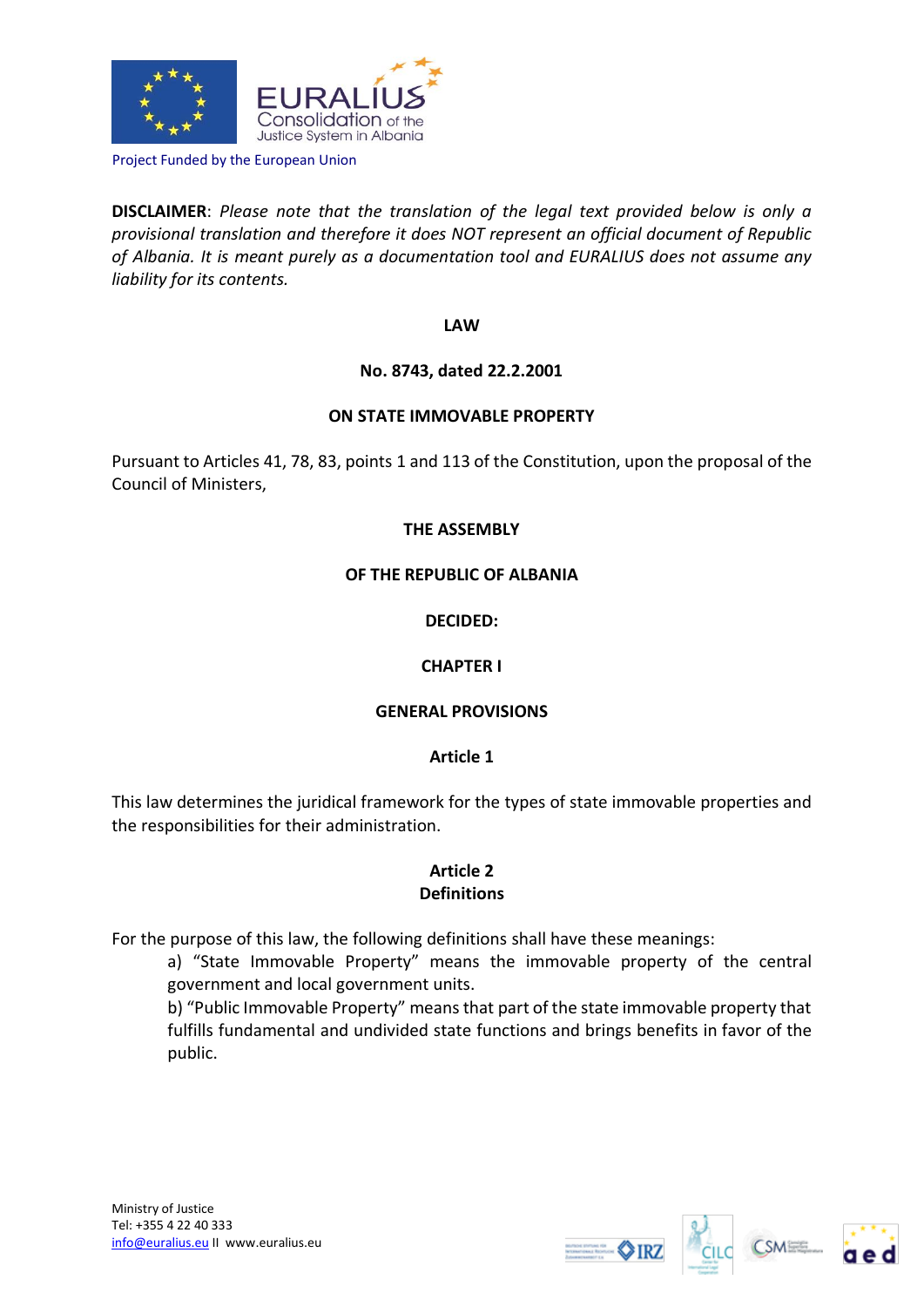Project Funded by the European Union

**DISCLAIMER**: *Please note that the translation of the legal text provided below is only a provisional translation and therefore it does NOT represent an official document of Republic of Albania. It is meant purely as a documentation tool and EURALIUS does not assume any liability for its contents.*

# LAW

## No. 8743, dated 22.2.2001

## ON STATE IMMOVABLE PROPERTY

Pursuant to Articles 41, 78, 83, points 1 and 113 of the Constitution, upon the proposal of the Council of Ministers,

**THE ASSEMBLY**

**OF THE REPUBLIC OF ALBANIA**

**DECIDED:**

## CHAPTER I

## GENERAL PROVISIONS

### Article 1

This law determines the juridical framework for the types of state immovable properties and the responsibilities for their administration.

### Article 2
### Definitions

For the purpose of this law, the following definitions shall have these meanings:

a) “State Immovable Property” means the immovable property of the central government and local government units.

b) “Public Immovable Property” means that part of the state immovable property that fulfills fundamental and undivided state functions and brings benefits in favor of the public.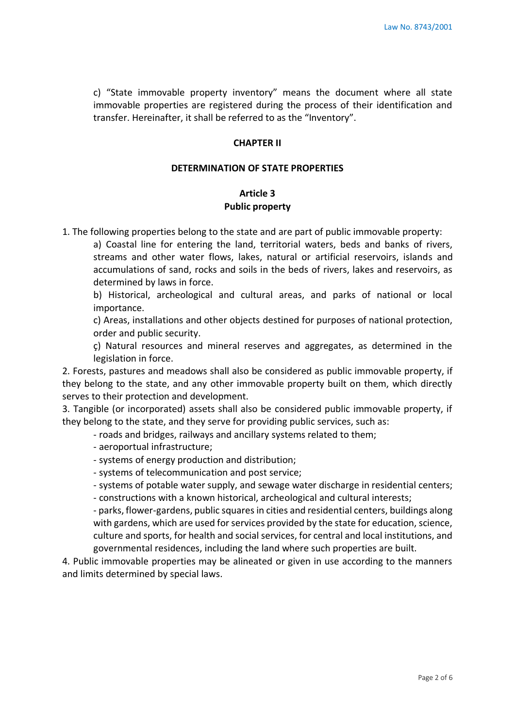c) "State immovable property inventory" means the document where all state immovable properties are registered during the process of their identification and transfer. Hereinafter, it shall be referred to as the "Inventory".

## CHAPTER II

## DETERMINATION OF STATE PROPERTIES

### Article 3
### Public property

1. The following properties belong to the state and are part of public immovable property:

   a) Coastal line for entering the land, territorial waters, beds and banks of rivers, streams and other water flows, lakes, natural or artificial reservoirs, islands and accumulations of sand, rocks and soils in the beds of rivers, lakes and reservoirs, as determined by laws in force.

   b) Historical, archeological and cultural areas, and parks of national or local importance.

   c) Areas, installations and other objects destined for purposes of national protection, order and public security.

   ç) Natural resources and mineral reserves and aggregates, as determined in the legislation in force.

2. Forests, pastures and meadows shall also be considered as public immovable property, if they belong to the state, and any other immovable property built on them, which directly serves to their protection and development.

3. Tangible (or incorporated) assets shall also be considered public immovable property, if they belong to the state, and they serve for providing public services, such as:

   - roads and bridges, railways and ancillary systems related to them;
   - aeroportual infrastructure;
   - systems of energy production and distribution;
   - systems of telecommunication and post service;
   - systems of potable water supply, and sewage water discharge in residential centers;
   - constructions with a known historical, archeological and cultural interests;
   - parks, flower-gardens, public squares in cities and residential centers, buildings along with gardens, which are used for services provided by the state for education, science, culture and sports, for health and social services, for central and local institutions, and governmental residences, including the land where such properties are built.

4. Public immovable properties may be alineated or given in use according to the manners and limits determined by special laws.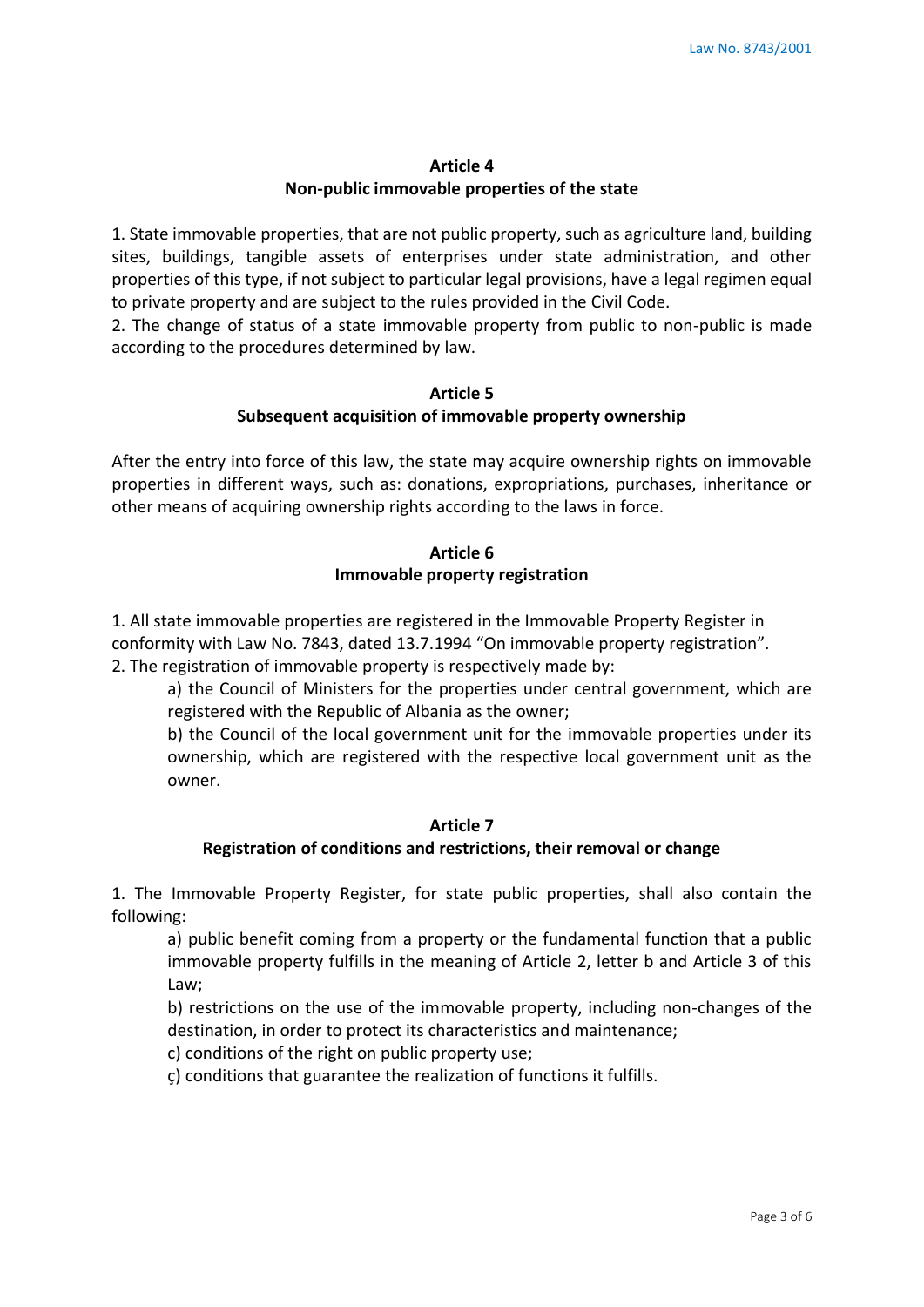## Article 4
## Non-public immovable properties of the state

1. State immovable properties, that are not public property, such as agriculture land, building sites, buildings, tangible assets of enterprises under state administration, and other properties of this type, if not subject to particular legal provisions, have a legal regimen equal to private property and are subject to the rules provided in the Civil Code.
2. The change of status of a state immovable property from public to non-public is made according to the procedures determined by law.

## Article 5
## Subsequent acquisition of immovable property ownership

After the entry into force of this law, the state may acquire ownership rights on immovable properties in different ways, such as: donations, expropriations, purchases, inheritance or other means of acquiring ownership rights according to the laws in force.

## Article 6
## Immovable property registration

1. All state immovable properties are registered in the Immovable Property Register in conformity with Law No. 7843, dated 13.7.1994 "On immovable property registration".
2. The registration of immovable property is respectively made by:

   a) the Council of Ministers for the properties under central government, which are registered with the Republic of Albania as the owner;

   b) the Council of the local government unit for the immovable properties under its ownership, which are registered with the respective local government unit as the owner.

## Article 7
## Registration of conditions and restrictions, their removal or change

1. The Immovable Property Register, for state public properties, shall also contain the following:

   a) public benefit coming from a property or the fundamental function that a public immovable property fulfills in the meaning of Article 2, letter b and Article 3 of this Law;

   b) restrictions on the use of the immovable property, including non-changes of the destination, in order to protect its characteristics and maintenance;

   c) conditions of the right on public property use;

   ç) conditions that guarantee the realization of functions it fulfills.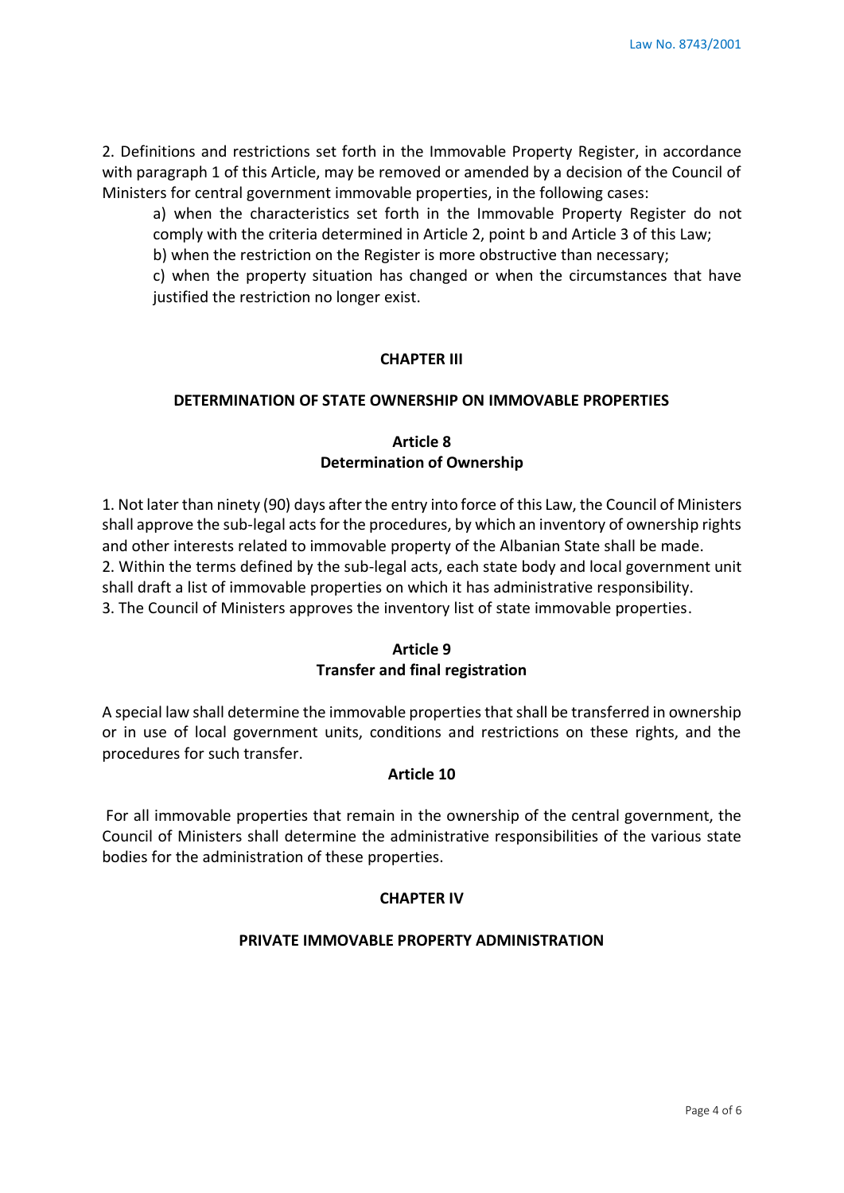2. Definitions and restrictions set forth in the Immovable Property Register, in accordance with paragraph 1 of this Article, may be removed or amended by a decision of the Council of Ministers for central government immovable properties, in the following cases:

a) when the characteristics set forth in the Immovable Property Register do not comply with the criteria determined in Article 2, point b and Article 3 of this Law;

b) when the restriction on the Register is more obstructive than necessary;

c) when the property situation has changed or when the circumstances that have justified the restriction no longer exist.

## CHAPTER III

## DETERMINATION OF STATE OWNERSHIP ON IMMOVABLE PROPERTIES

### Article 8
### Determination of Ownership

1. Not later than ninety (90) days after the entry into force of this Law, the Council of Ministers shall approve the sub-legal acts for the procedures, by which an inventory of ownership rights and other interests related to immovable property of the Albanian State shall be made.
2. Within the terms defined by the sub-legal acts, each state body and local government unit shall draft a list of immovable properties on which it has administrative responsibility.
3. The Council of Ministers approves the inventory list of state immovable properties.

### Article 9
### Transfer and final registration

A special law shall determine the immovable properties that shall be transferred in ownership or in use of local government units, conditions and restrictions on these rights, and the procedures for such transfer.

### Article 10

For all immovable properties that remain in the ownership of the central government, the Council of Ministers shall determine the administrative responsibilities of the various state bodies for the administration of these properties.

## CHAPTER IV

## PRIVATE IMMOVABLE PROPERTY ADMINISTRATION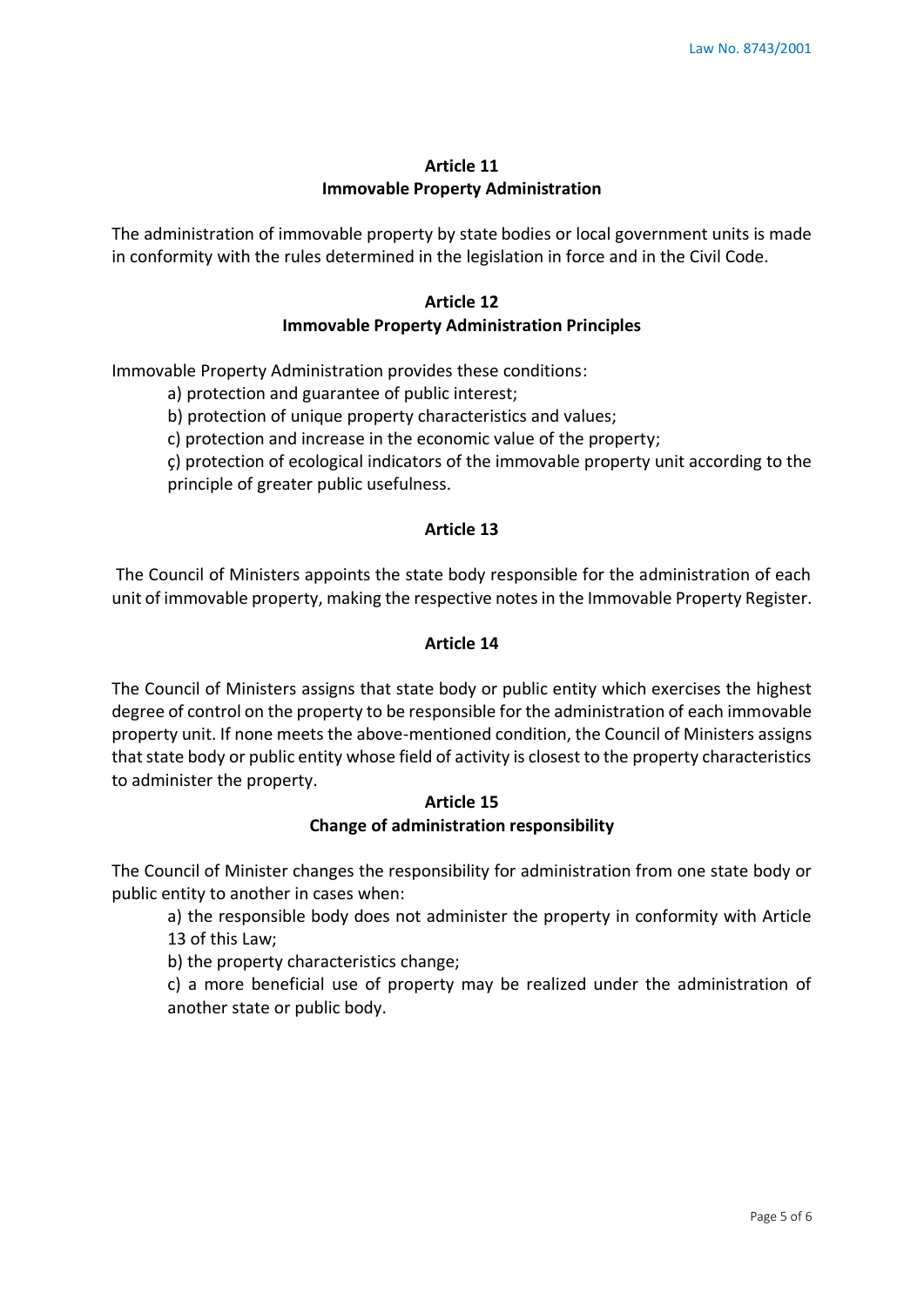## Article 11
## Immovable Property Administration

The administration of immovable property by state bodies or local government units is made in conformity with the rules determined in the legislation in force and in the Civil Code.

## Article 12
## Immovable Property Administration Principles

Immovable Property Administration provides these conditions:

a) protection and guarantee of public interest;

b) protection of unique property characteristics and values;

c) protection and increase in the economic value of the property;

ç) protection of ecological indicators of the immovable property unit according to the principle of greater public usefulness.

## Article 13

The Council of Ministers appoints the state body responsible for the administration of each unit of immovable property, making the respective notes in the Immovable Property Register.

## Article 14

The Council of Ministers assigns that state body or public entity which exercises the highest degree of control on the property to be responsible for the administration of each immovable property unit. If none meets the above-mentioned condition, the Council of Ministers assigns that state body or public entity whose field of activity is closest to the property characteristics to administer the property.

## Article 15
## Change of administration responsibility

The Council of Minister changes the responsibility for administration from one state body or public entity to another in cases when:

a) the responsible body does not administer the property in conformity with Article 13 of this Law;

b) the property characteristics change;

c) a more beneficial use of property may be realized under the administration of another state or public body.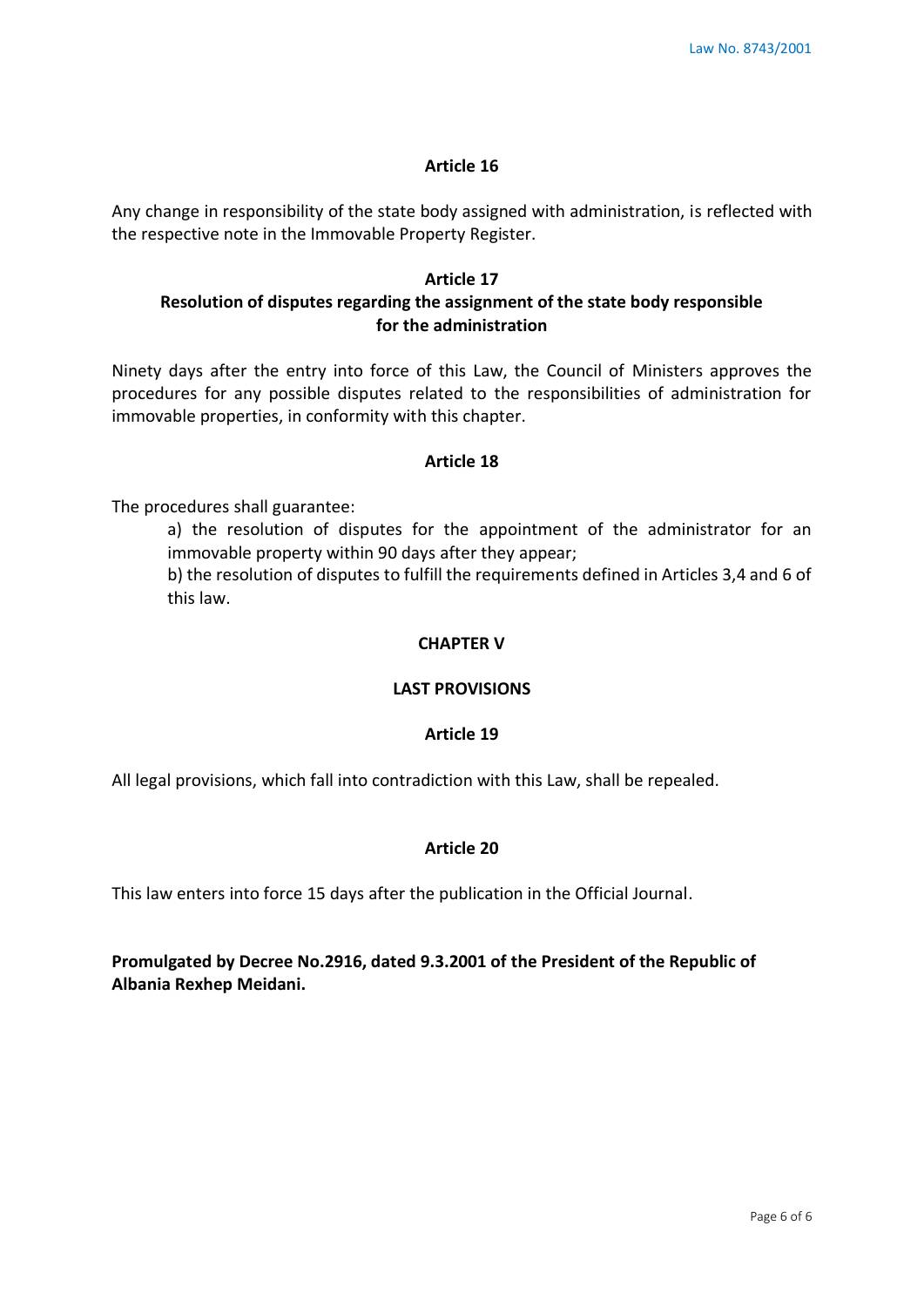### Article 16

Any change in responsibility of the state body assigned with administration, is reflected with the respective note in the Immovable Property Register.

### Article 17

### Resolution of disputes regarding the assignment of the state body responsible for the administration

Ninety days after the entry into force of this Law, the Council of Ministers approves the procedures for any possible disputes related to the responsibilities of administration for immovable properties, in conformity with this chapter.

### Article 18

The procedures shall guarantee:

a) the resolution of disputes for the appointment of the administrator for an immovable property within 90 days after they appear;

b) the resolution of disputes to fulfill the requirements defined in Articles 3,4 and 6 of this law.

## CHAPTER V

## LAST PROVISIONS

### Article 19

All legal provisions, which fall into contradiction with this Law, shall be repealed.

### Article 20

This law enters into force 15 days after the publication in the Official Journal.

**Promulgated by Decree No.2916, dated 9.3.2001 of the President of the Republic of Albania Rexhep Meidani.**